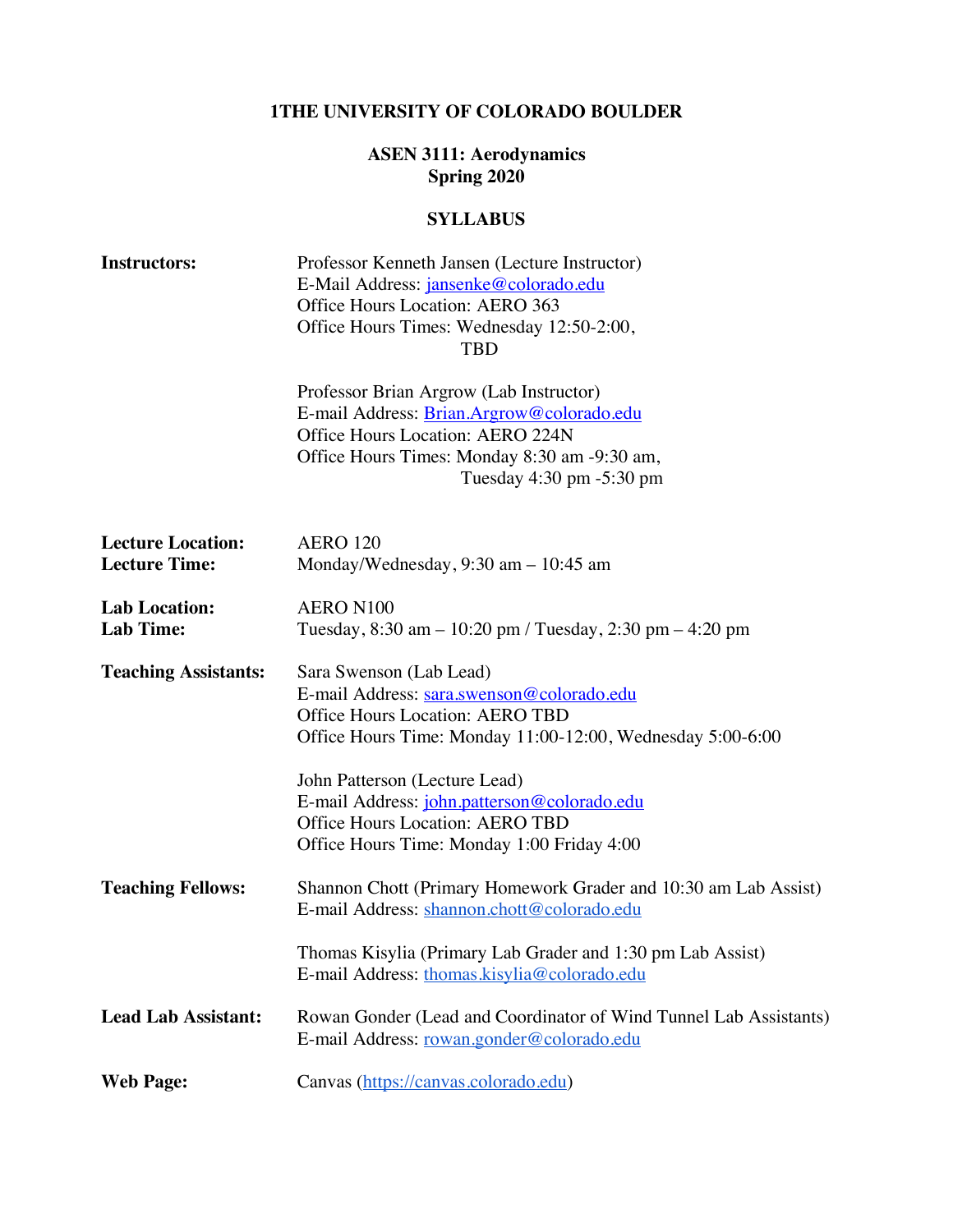# 1THE UNIVERSITY OF COLORADO BOULDER

## ASEN 3111: Aerodynamics
## Spring 2020

## SYLLABUS

**Instructors:**

Professor Kenneth Jansen (Lecture Instructor)
E-Mail Address: jansenke@colorado.edu
Office Hours Location: AERO 363
Office Hours Times: Wednesday 12:50-2:00, TBD

Professor Brian Argrow (Lab Instructor)
E-mail Address: Brian.Argrow@colorado.edu
Office Hours Location: AERO 224N
Office Hours Times: Monday 8:30 am -9:30 am, Tuesday 4:30 pm -5:30 pm

**Lecture Location:** AERO 120
**Lecture Time:** Monday/Wednesday, 9:30 am – 10:45 am

**Lab Location:** AERO N100
**Lab Time:** Tuesday, 8:30 am – 10:20 pm / Tuesday, 2:30 pm – 4:20 pm

**Teaching Assistants:**

Sara Swenson (Lab Lead)
E-mail Address: sara.swenson@colorado.edu
Office Hours Location: AERO TBD
Office Hours Time: Monday 11:00-12:00, Wednesday 5:00-6:00

John Patterson (Lecture Lead)
E-mail Address: john.patterson@colorado.edu
Office Hours Location: AERO TBD
Office Hours Time: Monday 1:00 Friday 4:00

**Teaching Fellows:**

Shannon Chott (Primary Homework Grader and 10:30 am Lab Assist)
E-mail Address: shannon.chott@colorado.edu

Thomas Kisylia (Primary Lab Grader and 1:30 pm Lab Assist)
E-mail Address: thomas.kisylia@colorado.edu

**Lead Lab Assistant:**

Rowan Gonder (Lead and Coordinator of Wind Tunnel Lab Assistants)
E-mail Address: rowan.gonder@colorado.edu

**Web Page:** Canvas (https://canvas.colorado.edu)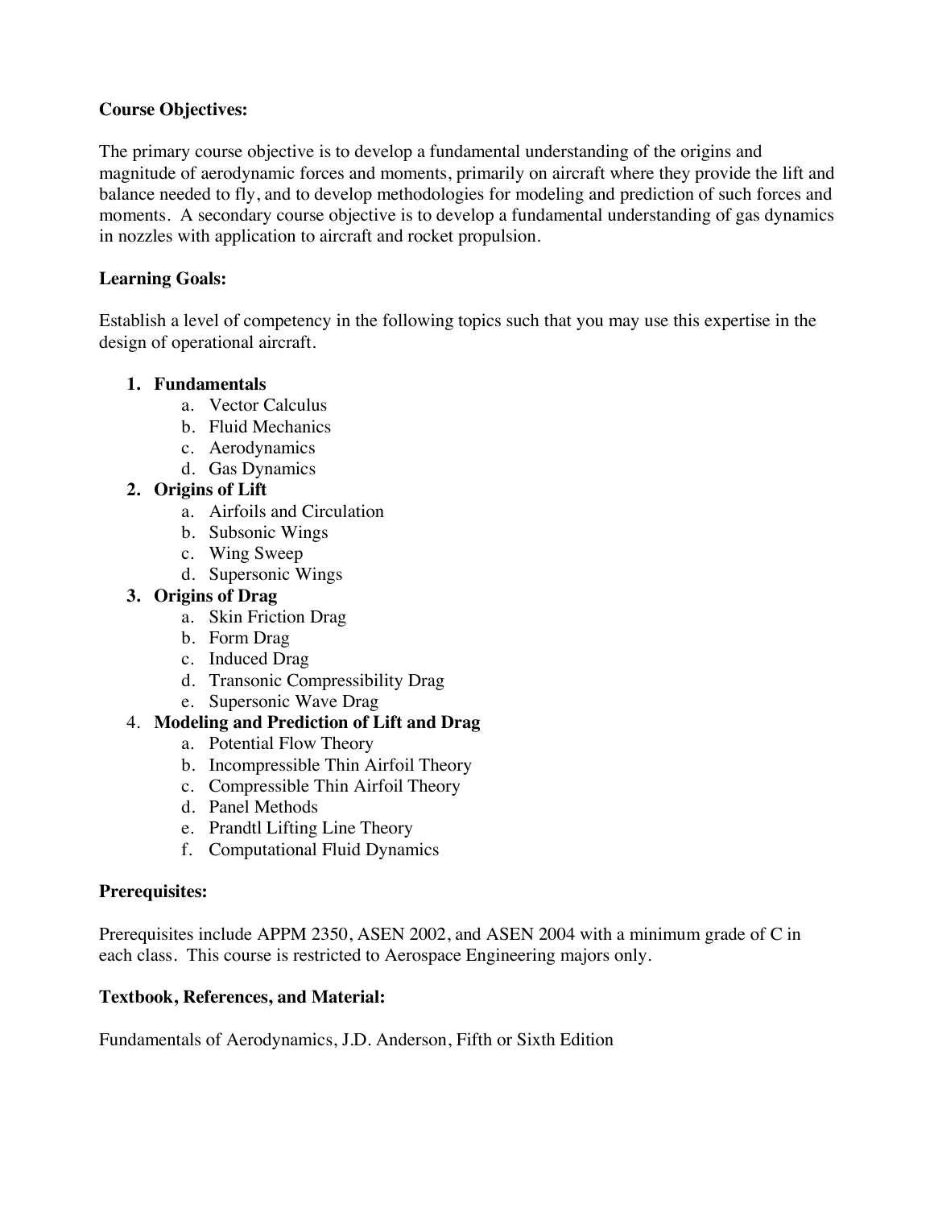**Course Objectives:**

The primary course objective is to develop a fundamental understanding of the origins and magnitude of aerodynamic forces and moments, primarily on aircraft where they provide the lift and balance needed to fly, and to develop methodologies for modeling and prediction of such forces and moments. A secondary course objective is to develop a fundamental understanding of gas dynamics in nozzles with application to aircraft and rocket propulsion.

**Learning Goals:**

Establish a level of competency in the following topics such that you may use this expertise in the design of operational aircraft.

1. **Fundamentals**
    a. Vector Calculus
    b. Fluid Mechanics
    c. Aerodynamics
    d. Gas Dynamics
2. **Origins of Lift**
    a. Airfoils and Circulation
    b. Subsonic Wings
    c. Wing Sweep
    d. Supersonic Wings
3. **Origins of Drag**
    a. Skin Friction Drag
    b. Form Drag
    c. Induced Drag
    d. Transonic Compressibility Drag
    e. Supersonic Wave Drag
4. **Modeling and Prediction of Lift and Drag**
    a. Potential Flow Theory
    b. Incompressible Thin Airfoil Theory
    c. Compressible Thin Airfoil Theory
    d. Panel Methods
    e. Prandtl Lifting Line Theory
    f. Computational Fluid Dynamics

**Prerequisites:**

Prerequisites include APPM 2350, ASEN 2002, and ASEN 2004 with a minimum grade of C in each class. This course is restricted to Aerospace Engineering majors only.

**Textbook, References, and Material:**

Fundamentals of Aerodynamics, J.D. Anderson, Fifth or Sixth Edition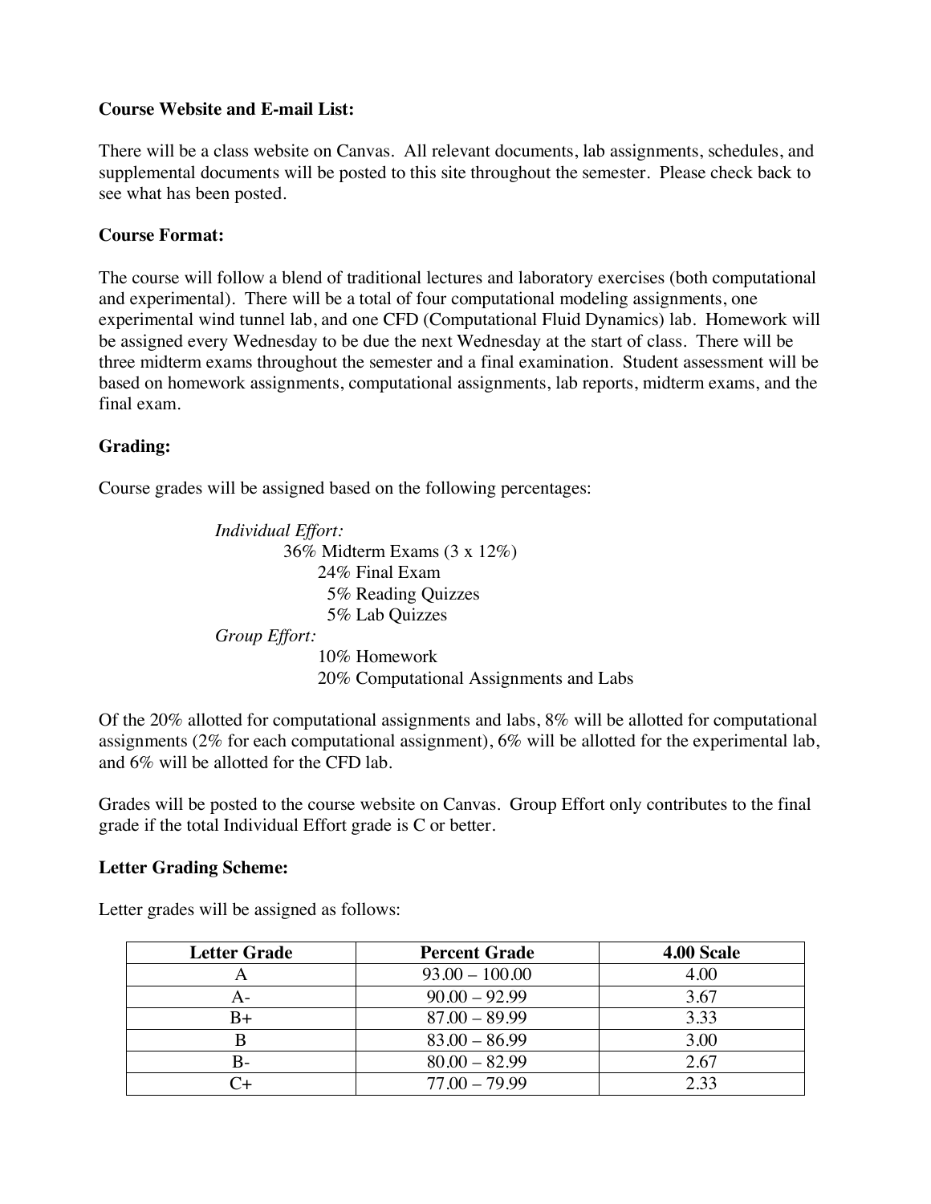**Course Website and E-mail List:**

There will be a class website on Canvas. All relevant documents, lab assignments, schedules, and supplemental documents will be posted to this site throughout the semester. Please check back to see what has been posted.

**Course Format:**

The course will follow a blend of traditional lectures and laboratory exercises (both computational and experimental). There will be a total of four computational modeling assignments, one experimental wind tunnel lab, and one CFD (Computational Fluid Dynamics) lab. Homework will be assigned every Wednesday to be due the next Wednesday at the start of class. There will be three midterm exams throughout the semester and a final examination. Student assessment will be based on homework assignments, computational assignments, lab reports, midterm exams, and the final exam.

**Grading:**

Course grades will be assigned based on the following percentages:

*Individual Effort:*

- 36% Midterm Exams (3 x 12%)
- 24% Final Exam
- 5% Reading Quizzes
- 5% Lab Quizzes

*Group Effort:*

- 10% Homework
- 20% Computational Assignments and Labs

Of the 20% allotted for computational assignments and labs, 8% will be allotted for computational assignments (2% for each computational assignment), 6% will be allotted for the experimental lab, and 6% will be allotted for the CFD lab.

Grades will be posted to the course website on Canvas. Group Effort only contributes to the final grade if the total Individual Effort grade is C or better.

**Letter Grading Scheme:**

Letter grades will be assigned as follows:

| Letter Grade | Percent Grade | 4.00 Scale |
| --- | --- | --- |
| A | 93.00 – 100.00 | 4.00 |
| A- | 90.00 – 92.99 | 3.67 |
| B+ | 87.00 – 89.99 | 3.33 |
| B | 83.00 – 86.99 | 3.00 |
| B- | 80.00 – 82.99 | 2.67 |
| C+ | 77.00 – 79.99 | 2.33 |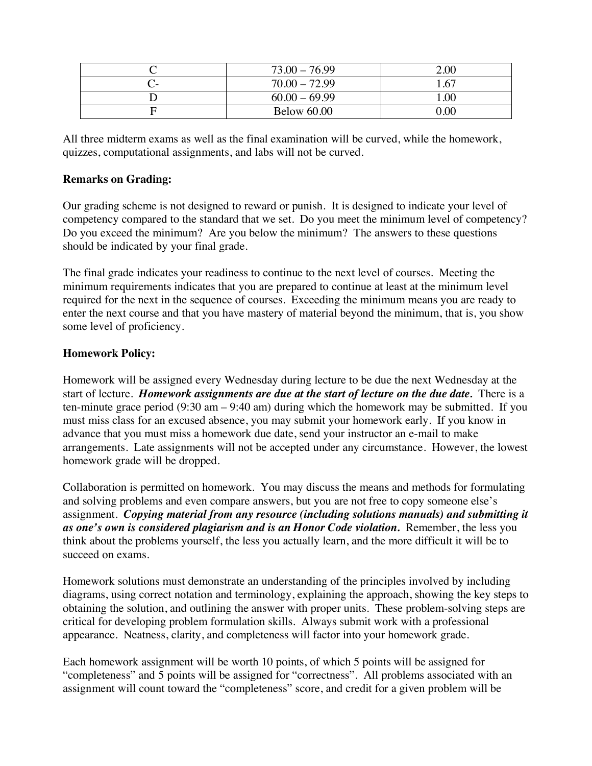| C | 73.00 – 76.99 | 2.00 |
|---|---|---|
| C- | 70.00 – 72.99 | 1.67 |
| D | 60.00 – 69.99 | 1.00 |
| F | Below 60.00 | 0.00 |

All three midterm exams as well as the final examination will be curved, while the homework, quizzes, computational assignments, and labs will not be curved.

**Remarks on Grading:**

Our grading scheme is not designed to reward or punish. It is designed to indicate your level of competency compared to the standard that we set. Do you meet the minimum level of competency? Do you exceed the minimum? Are you below the minimum? The answers to these questions should be indicated by your final grade.

The final grade indicates your readiness to continue to the next level of courses. Meeting the minimum requirements indicates that you are prepared to continue at least at the minimum level required for the next in the sequence of courses. Exceeding the minimum means you are ready to enter the next course and that you have mastery of material beyond the minimum, that is, you show some level of proficiency.

**Homework Policy:**

Homework will be assigned every Wednesday during lecture to be due the next Wednesday at the start of lecture. ***Homework assignments are due at the start of lecture on the due date.*** There is a ten-minute grace period (9:30 am – 9:40 am) during which the homework may be submitted. If you must miss class for an excused absence, you may submit your homework early. If you know in advance that you must miss a homework due date, send your instructor an e-mail to make arrangements. Late assignments will not be accepted under any circumstance. However, the lowest homework grade will be dropped.

Collaboration is permitted on homework. You may discuss the means and methods for formulating and solving problems and even compare answers, but you are not free to copy someone else's assignment. ***Copying material from any resource (including solutions manuals) and submitting it as one's own is considered plagiarism and is an Honor Code violation.*** Remember, the less you think about the problems yourself, the less you actually learn, and the more difficult it will be to succeed on exams.

Homework solutions must demonstrate an understanding of the principles involved by including diagrams, using correct notation and terminology, explaining the approach, showing the key steps to obtaining the solution, and outlining the answer with proper units. These problem-solving steps are critical for developing problem formulation skills. Always submit work with a professional appearance. Neatness, clarity, and completeness will factor into your homework grade.

Each homework assignment will be worth 10 points, of which 5 points will be assigned for "completeness" and 5 points will be assigned for "correctness". All problems associated with an assignment will count toward the "completeness" score, and credit for a given problem will be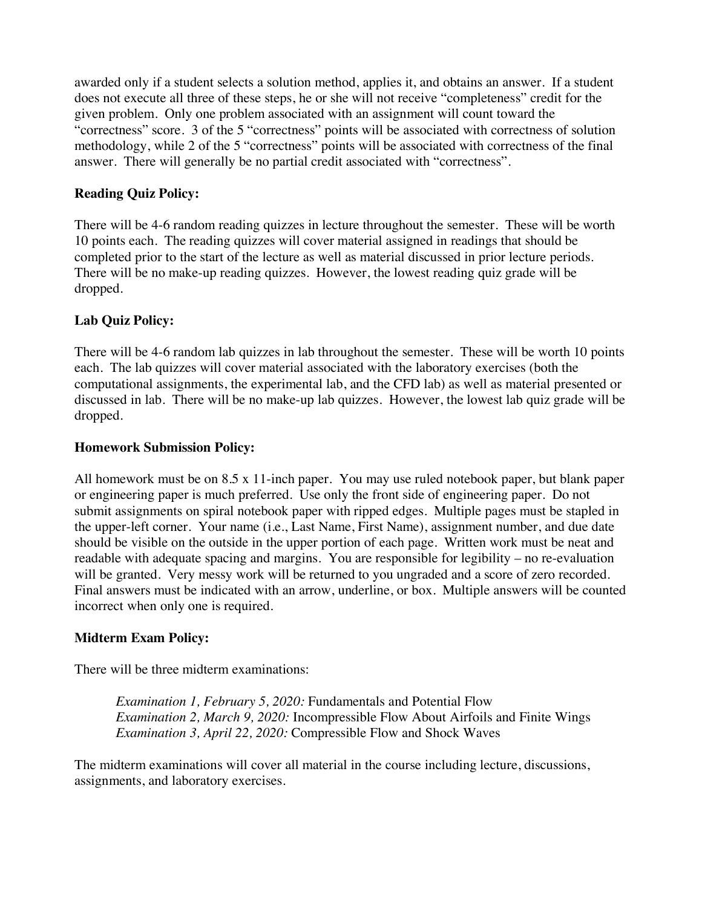awarded only if a student selects a solution method, applies it, and obtains an answer. If a student does not execute all three of these steps, he or she will not receive "completeness" credit for the given problem. Only one problem associated with an assignment will count toward the "correctness" score. 3 of the 5 "correctness" points will be associated with correctness of solution methodology, while 2 of the 5 "correctness" points will be associated with correctness of the final answer. There will generally be no partial credit associated with "correctness".

**Reading Quiz Policy:**

There will be 4-6 random reading quizzes in lecture throughout the semester. These will be worth 10 points each. The reading quizzes will cover material assigned in readings that should be completed prior to the start of the lecture as well as material discussed in prior lecture periods. There will be no make-up reading quizzes. However, the lowest reading quiz grade will be dropped.

**Lab Quiz Policy:**

There will be 4-6 random lab quizzes in lab throughout the semester. These will be worth 10 points each. The lab quizzes will cover material associated with the laboratory exercises (both the computational assignments, the experimental lab, and the CFD lab) as well as material presented or discussed in lab. There will be no make-up lab quizzes. However, the lowest lab quiz grade will be dropped.

**Homework Submission Policy:**

All homework must be on 8.5 x 11-inch paper. You may use ruled notebook paper, but blank paper or engineering paper is much preferred. Use only the front side of engineering paper. Do not submit assignments on spiral notebook paper with ripped edges. Multiple pages must be stapled in the upper-left corner. Your name (i.e., Last Name, First Name), assignment number, and due date should be visible on the outside in the upper portion of each page. Written work must be neat and readable with adequate spacing and margins. You are responsible for legibility – no re-evaluation will be granted. Very messy work will be returned to you ungraded and a score of zero recorded. Final answers must be indicated with an arrow, underline, or box. Multiple answers will be counted incorrect when only one is required.

**Midterm Exam Policy:**

There will be three midterm examinations:

> *Examination 1, February 5, 2020:* Fundamentals and Potential Flow
> *Examination 2, March 9, 2020:* Incompressible Flow About Airfoils and Finite Wings
> *Examination 3, April 22, 2020:* Compressible Flow and Shock Waves

The midterm examinations will cover all material in the course including lecture, discussions, assignments, and laboratory exercises.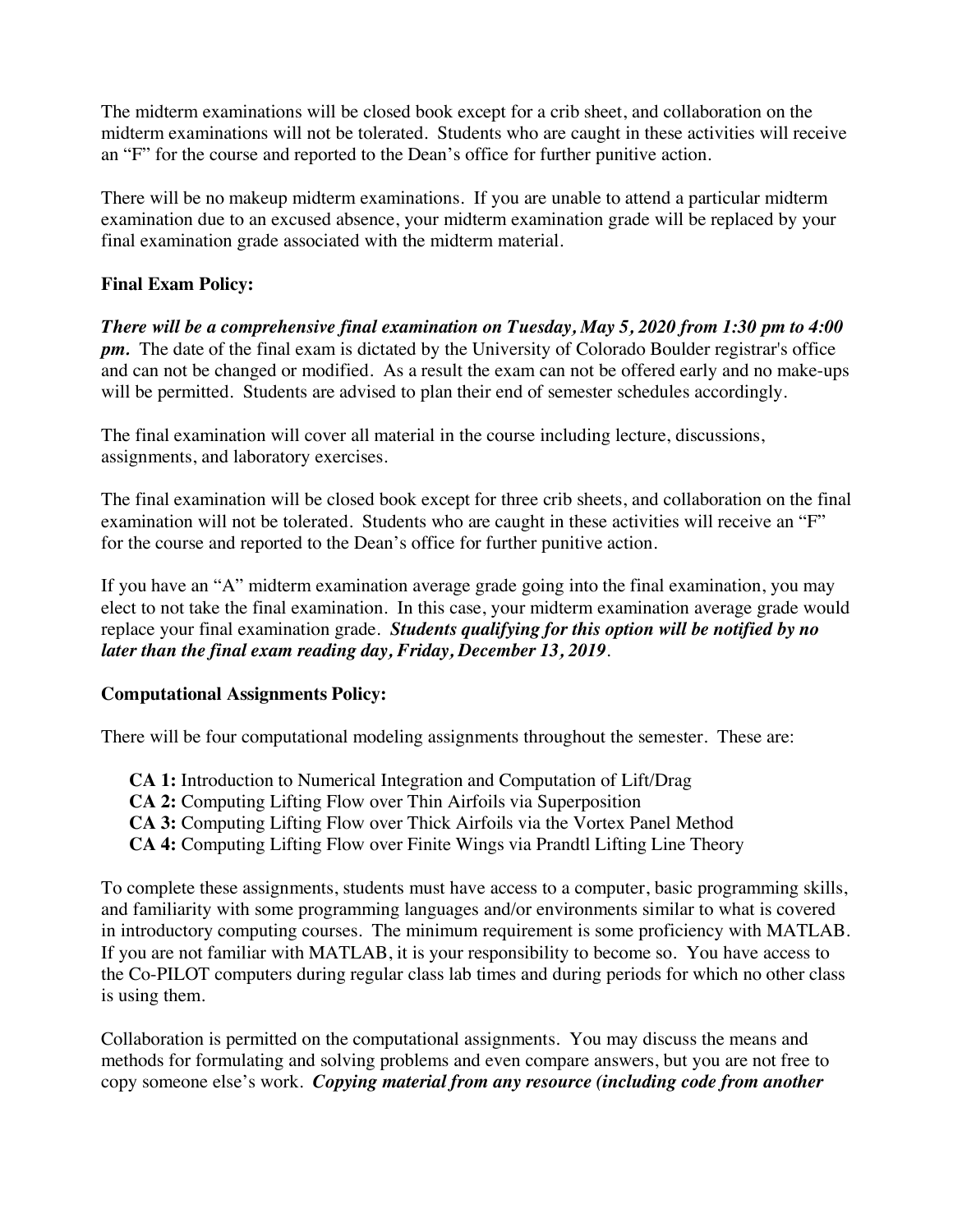The midterm examinations will be closed book except for a crib sheet, and collaboration on the midterm examinations will not be tolerated. Students who are caught in these activities will receive an "F" for the course and reported to the Dean's office for further punitive action.

There will be no makeup midterm examinations. If you are unable to attend a particular midterm examination due to an excused absence, your midterm examination grade will be replaced by your final examination grade associated with the midterm material.

**Final Exam Policy:**

***There will be a comprehensive final examination on Tuesday, May 5, 2020 from 1:30 pm to 4:00 pm.*** The date of the final exam is dictated by the University of Colorado Boulder registrar's office and can not be changed or modified. As a result the exam can not be offered early and no make-ups will be permitted. Students are advised to plan their end of semester schedules accordingly.

The final examination will cover all material in the course including lecture, discussions, assignments, and laboratory exercises.

The final examination will be closed book except for three crib sheets, and collaboration on the final examination will not be tolerated. Students who are caught in these activities will receive an "F" for the course and reported to the Dean's office for further punitive action.

If you have an "A" midterm examination average grade going into the final examination, you may elect to not take the final examination. In this case, your midterm examination average grade would replace your final examination grade. ***Students qualifying for this option will be notified by no later than the final exam reading day, Friday, December 13, 2019***.

**Computational Assignments Policy:**

There will be four computational modeling assignments throughout the semester. These are:

- **CA 1:** Introduction to Numerical Integration and Computation of Lift/Drag
- **CA 2:** Computing Lifting Flow over Thin Airfoils via Superposition
- **CA 3:** Computing Lifting Flow over Thick Airfoils via the Vortex Panel Method
- **CA 4:** Computing Lifting Flow over Finite Wings via Prandtl Lifting Line Theory

To complete these assignments, students must have access to a computer, basic programming skills, and familiarity with some programming languages and/or environments similar to what is covered in introductory computing courses. The minimum requirement is some proficiency with MATLAB. If you are not familiar with MATLAB, it is your responsibility to become so. You have access to the Co-PILOT computers during regular class lab times and during periods for which no other class is using them.

Collaboration is permitted on the computational assignments. You may discuss the means and methods for formulating and solving problems and even compare answers, but you are not free to copy someone else's work. ***Copying material from any resource (including code from another***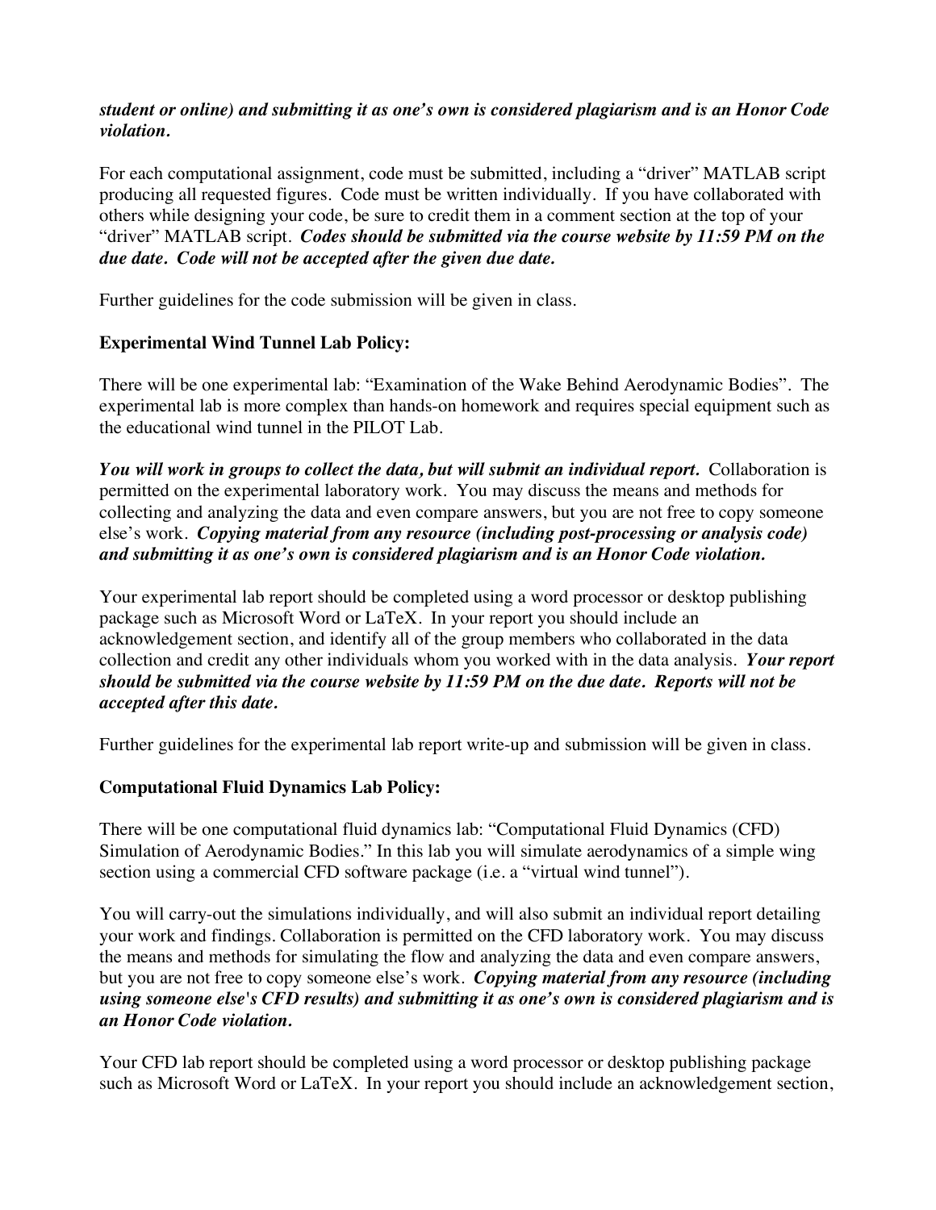***student or online) and submitting it as one's own is considered plagiarism and is an Honor Code violation.***

For each computational assignment, code must be submitted, including a "driver" MATLAB script producing all requested figures. Code must be written individually. If you have collaborated with others while designing your code, be sure to credit them in a comment section at the top of your "driver" MATLAB script. ***Codes should be submitted via the course website by 11:59 PM on the due date. Code will not be accepted after the given due date.***

Further guidelines for the code submission will be given in class.

**Experimental Wind Tunnel Lab Policy:**

There will be one experimental lab: "Examination of the Wake Behind Aerodynamic Bodies". The experimental lab is more complex than hands-on homework and requires special equipment such as the educational wind tunnel in the PILOT Lab.

***You will work in groups to collect the data, but will submit an individual report.*** Collaboration is permitted on the experimental laboratory work. You may discuss the means and methods for collecting and analyzing the data and even compare answers, but you are not free to copy someone else's work. ***Copying material from any resource (including post-processing or analysis code) and submitting it as one's own is considered plagiarism and is an Honor Code violation.***

Your experimental lab report should be completed using a word processor or desktop publishing package such as Microsoft Word or LaTeX. In your report you should include an acknowledgement section, and identify all of the group members who collaborated in the data collection and credit any other individuals whom you worked with in the data analysis. ***Your report should be submitted via the course website by 11:59 PM on the due date. Reports will not be accepted after this date.***

Further guidelines for the experimental lab report write-up and submission will be given in class.

**Computational Fluid Dynamics Lab Policy:**

There will be one computational fluid dynamics lab: "Computational Fluid Dynamics (CFD) Simulation of Aerodynamic Bodies." In this lab you will simulate aerodynamics of a simple wing section using a commercial CFD software package (i.e. a "virtual wind tunnel").

You will carry-out the simulations individually, and will also submit an individual report detailing your work and findings. Collaboration is permitted on the CFD laboratory work. You may discuss the means and methods for simulating the flow and analyzing the data and even compare answers, but you are not free to copy someone else's work. ***Copying material from any resource (including using someone else's CFD results) and submitting it as one's own is considered plagiarism and is an Honor Code violation.***

Your CFD lab report should be completed using a word processor or desktop publishing package such as Microsoft Word or LaTeX. In your report you should include an acknowledgement section,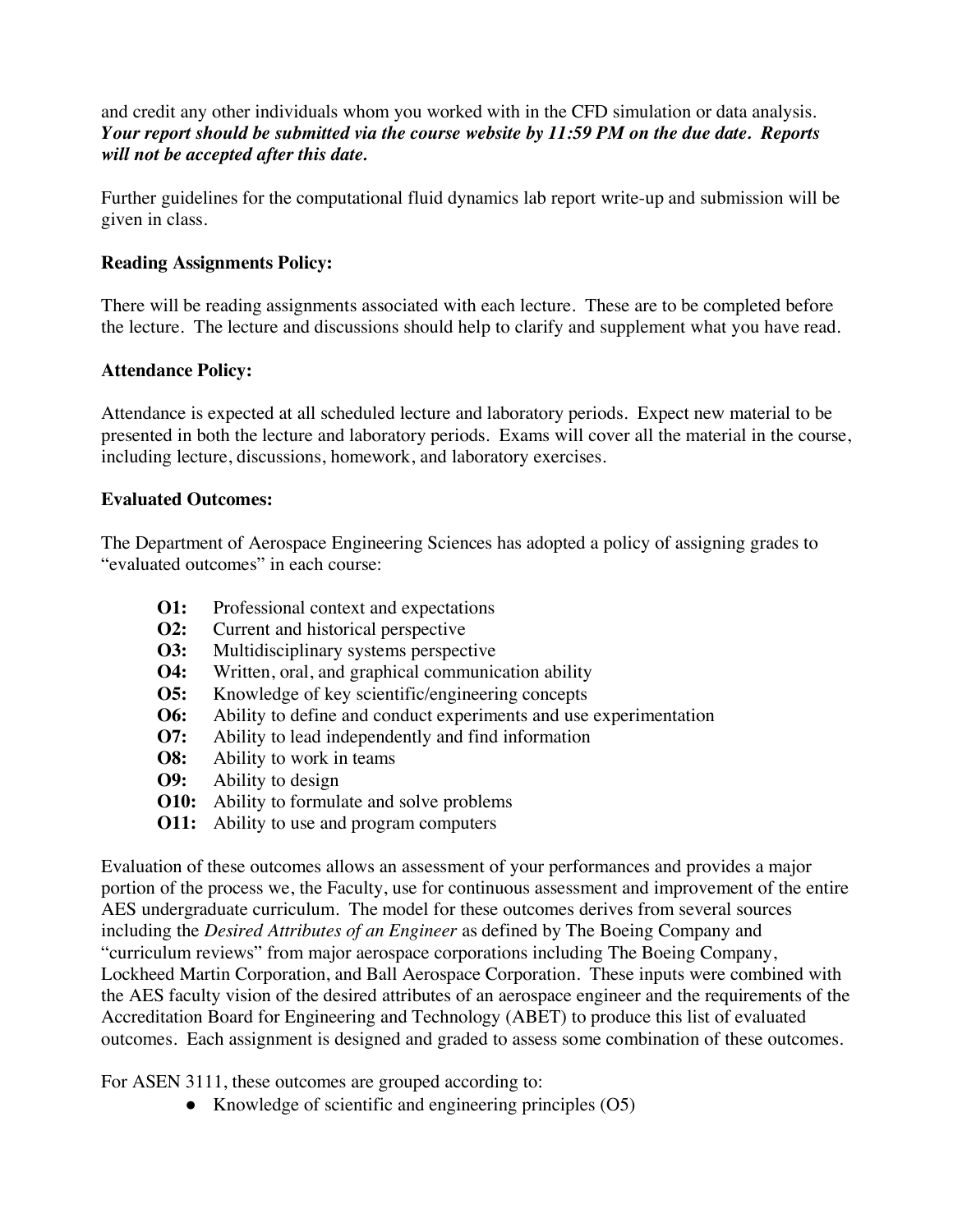and credit any other individuals whom you worked with in the CFD simulation or data analysis. ***Your report should be submitted via the course website by 11:59 PM on the due date. Reports will not be accepted after this date.***

Further guidelines for the computational fluid dynamics lab report write-up and submission will be given in class.

**Reading Assignments Policy:**

There will be reading assignments associated with each lecture. These are to be completed before the lecture. The lecture and discussions should help to clarify and supplement what you have read.

**Attendance Policy:**

Attendance is expected at all scheduled lecture and laboratory periods. Expect new material to be presented in both the lecture and laboratory periods. Exams will cover all the material in the course, including lecture, discussions, homework, and laboratory exercises.

**Evaluated Outcomes:**

The Department of Aerospace Engineering Sciences has adopted a policy of assigning grades to "evaluated outcomes" in each course:

- **O1:** Professional context and expectations
- **O2:** Current and historical perspective
- **O3:** Multidisciplinary systems perspective
- **O4:** Written, oral, and graphical communication ability
- **O5:** Knowledge of key scientific/engineering concepts
- **O6:** Ability to define and conduct experiments and use experimentation
- **O7:** Ability to lead independently and find information
- **O8:** Ability to work in teams
- **O9:** Ability to design
- **O10:** Ability to formulate and solve problems
- **O11:** Ability to use and program computers

Evaluation of these outcomes allows an assessment of your performances and provides a major portion of the process we, the Faculty, use for continuous assessment and improvement of the entire AES undergraduate curriculum. The model for these outcomes derives from several sources including the *Desired Attributes of an Engineer* as defined by The Boeing Company and "curriculum reviews" from major aerospace corporations including The Boeing Company, Lockheed Martin Corporation, and Ball Aerospace Corporation. These inputs were combined with the AES faculty vision of the desired attributes of an aerospace engineer and the requirements of the Accreditation Board for Engineering and Technology (ABET) to produce this list of evaluated outcomes. Each assignment is designed and graded to assess some combination of these outcomes.

For ASEN 3111, these outcomes are grouped according to:

- Knowledge of scientific and engineering principles (O5)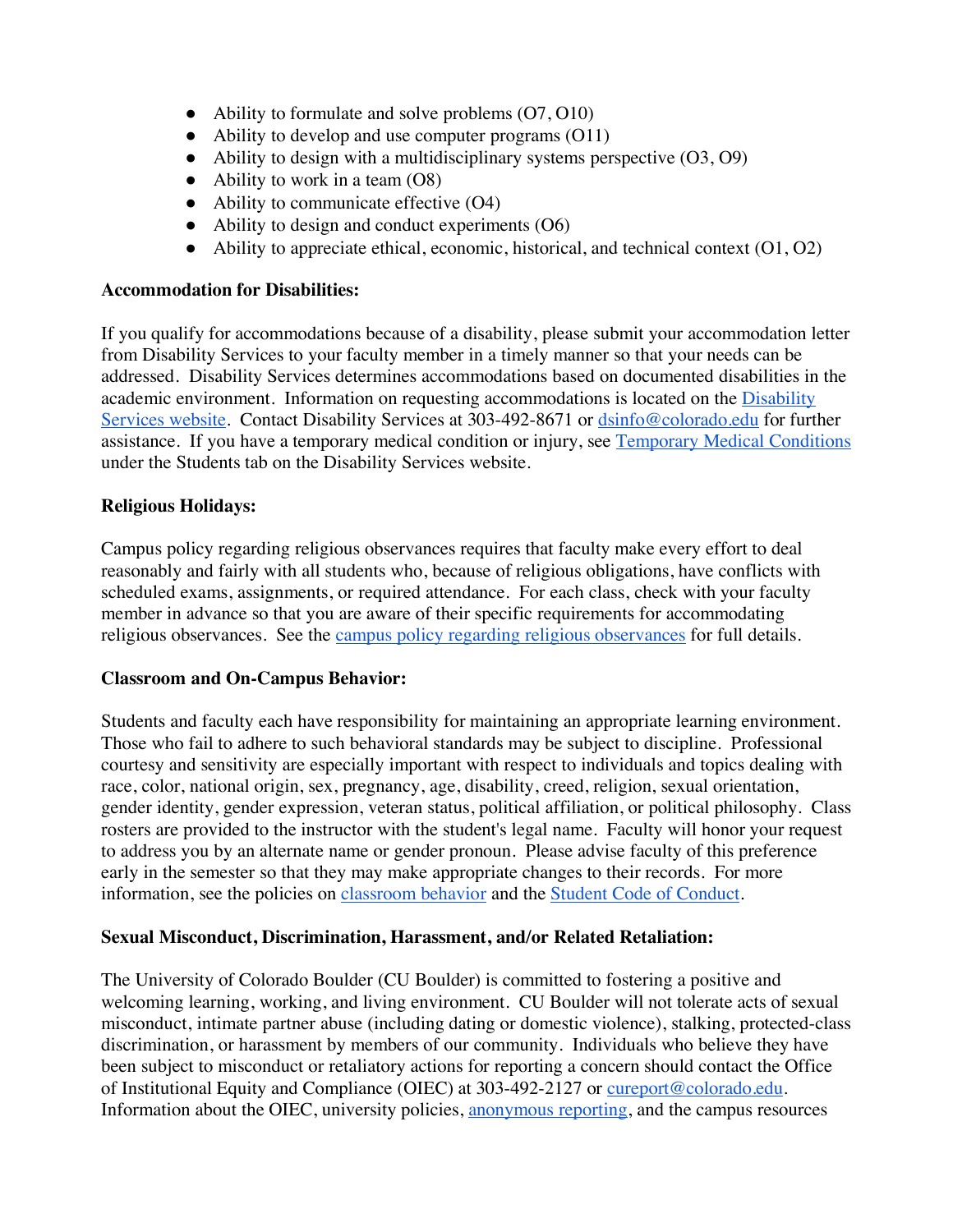- Ability to formulate and solve problems (O7, O10)
- Ability to develop and use computer programs (O11)
- Ability to design with a multidisciplinary systems perspective (O3, O9)
- Ability to work in a team (O8)
- Ability to communicate effective (O4)
- Ability to design and conduct experiments (O6)
- Ability to appreciate ethical, economic, historical, and technical context (O1, O2)

**Accommodation for Disabilities:**

If you qualify for accommodations because of a disability, please submit your accommodation letter from Disability Services to your faculty member in a timely manner so that your needs can be addressed. Disability Services determines accommodations based on documented disabilities in the academic environment. Information on requesting accommodations is located on the Disability Services website. Contact Disability Services at 303-492-8671 or dsinfo@colorado.edu for further assistance. If you have a temporary medical condition or injury, see Temporary Medical Conditions under the Students tab on the Disability Services website.

**Religious Holidays:**

Campus policy regarding religious observances requires that faculty make every effort to deal reasonably and fairly with all students who, because of religious obligations, have conflicts with scheduled exams, assignments, or required attendance. For each class, check with your faculty member in advance so that you are aware of their specific requirements for accommodating religious observances. See the campus policy regarding religious observances for full details.

**Classroom and On-Campus Behavior:**

Students and faculty each have responsibility for maintaining an appropriate learning environment. Those who fail to adhere to such behavioral standards may be subject to discipline. Professional courtesy and sensitivity are especially important with respect to individuals and topics dealing with race, color, national origin, sex, pregnancy, age, disability, creed, religion, sexual orientation, gender identity, gender expression, veteran status, political affiliation, or political philosophy. Class rosters are provided to the instructor with the student's legal name. Faculty will honor your request to address you by an alternate name or gender pronoun. Please advise faculty of this preference early in the semester so that they may make appropriate changes to their records. For more information, see the policies on classroom behavior and the Student Code of Conduct.

**Sexual Misconduct, Discrimination, Harassment, and/or Related Retaliation:**

The University of Colorado Boulder (CU Boulder) is committed to fostering a positive and welcoming learning, working, and living environment. CU Boulder will not tolerate acts of sexual misconduct, intimate partner abuse (including dating or domestic violence), stalking, protected-class discrimination, or harassment by members of our community. Individuals who believe they have been subject to misconduct or retaliatory actions for reporting a concern should contact the Office of Institutional Equity and Compliance (OIEC) at 303-492-2127 or cureport@colorado.edu. Information about the OIEC, university policies, anonymous reporting, and the campus resources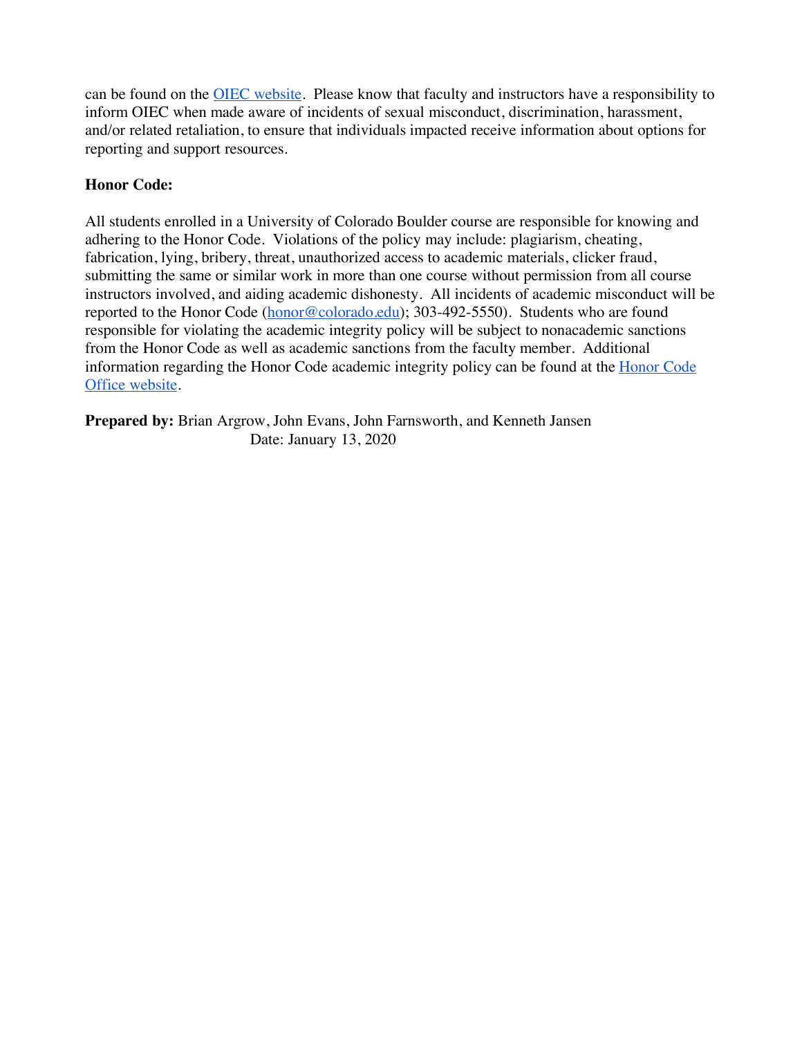can be found on the OIEC website. Please know that faculty and instructors have a responsibility to inform OIEC when made aware of incidents of sexual misconduct, discrimination, harassment, and/or related retaliation, to ensure that individuals impacted receive information about options for reporting and support resources.

**Honor Code:**

All students enrolled in a University of Colorado Boulder course are responsible for knowing and adhering to the Honor Code. Violations of the policy may include: plagiarism, cheating, fabrication, lying, bribery, threat, unauthorized access to academic materials, clicker fraud, submitting the same or similar work in more than one course without permission from all course instructors involved, and aiding academic dishonesty. All incidents of academic misconduct will be reported to the Honor Code (honor@colorado.edu); 303-492-5550). Students who are found responsible for violating the academic integrity policy will be subject to nonacademic sanctions from the Honor Code as well as academic sanctions from the faculty member. Additional information regarding the Honor Code academic integrity policy can be found at the Honor Code Office website.

**Prepared by:** Brian Argrow, John Evans, John Farnsworth, and Kenneth Jansen
Date: January 13, 2020